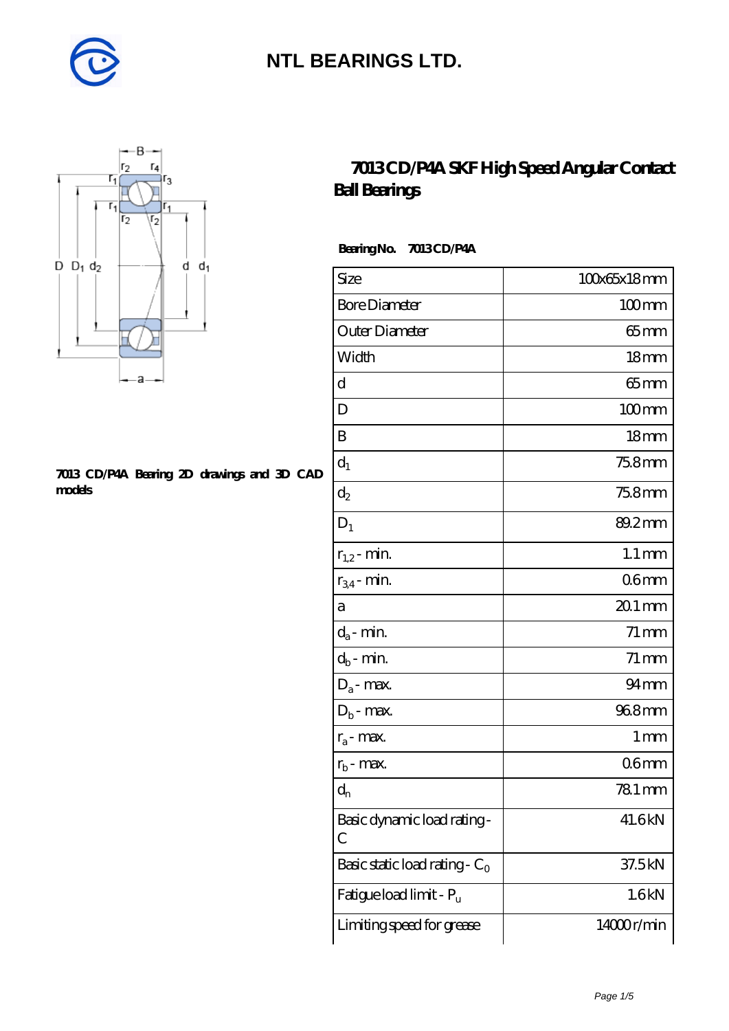# NTL BEARINGS LTD.

## 7013 CD/P4A SKF High Speed Angular Contact Ball Bearings

7013 CD/P4A Bearing 2D drawings and 3D CAD models

**Bearing No. 7013 CD/P4A**

| Size | 100x65x18 mm |
|---|---|
| Bore Diameter | 100 mm |
| Outer Diameter | 65 mm |
| Width | 18 mm |
| d | 65 mm |
| D | 100 mm |
| B | 18 mm |
| $d_1$ | 75.8 mm |
| $d_2$ | 75.8 mm |
| $D_1$ | 89.2 mm |
| $r_{1,2}$ - min. | 1.1 mm |
| $r_{3,4}$ - min. | 0.6 mm |
| a | 20.1 mm |
| $d_a$ - min. | 71 mm |
| $d_b$ - min. | 71 mm |
| $D_a$ - max. | 94 mm |
| $D_b$ - max. | 96.8 mm |
| $r_a$ - max. | 1 mm |
| $r_b$ - max. | 0.6 mm |
| $d_n$ | 78.1 mm |
| Basic dynamic load rating - C | 41.6 kN |
| Basic static load rating - $C_0$ | 37.5 kN |
| Fatigue load limit - $P_u$ | 1.6 kN |
| Limiting speed for grease | 14000 r/min |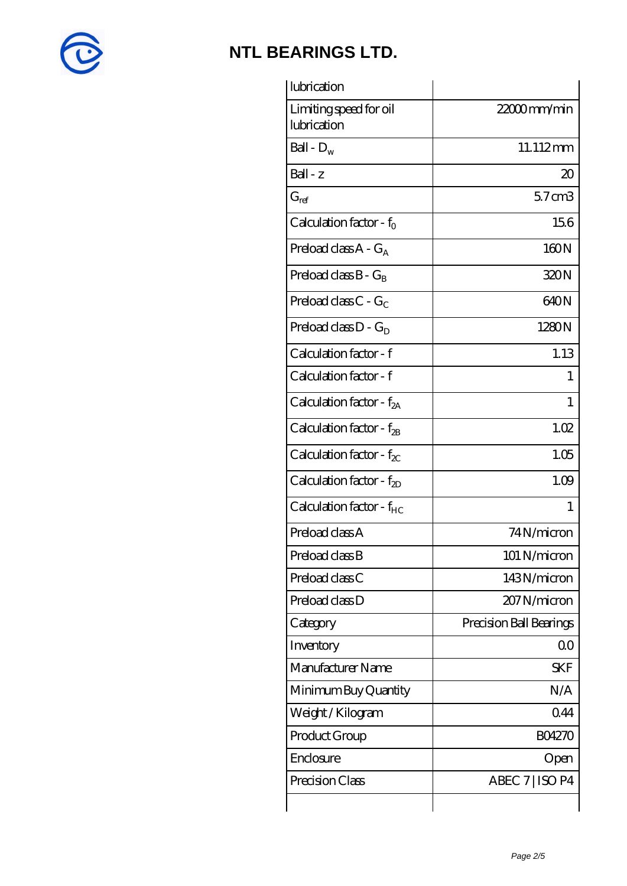# NTL BEARINGS LTD.

| | |
|---|---|
| lubrication | |
| Limiting speed for oil lubrication | 22000 mm/min |
| Ball - $D_w$ | 11.112 mm |
| Ball - z | 20 |
| $G_{ref}$ | 5.7 cm3 |
| Calculation factor - $f_0$ | 15.6 |
| Preload class A - $G_A$ | 160 N |
| Preload class B - $G_B$ | 320 N |
| Preload class C - $G_C$ | 640 N |
| Preload class D - $G_D$ | 1280 N |
| Calculation factor - f | 1.13 |
| Calculation factor - f | 1 |
| Calculation factor - $f_{2A}$ | 1 |
| Calculation factor - $f_{2B}$ | 1.02 |
| Calculation factor - $f_{2C}$ | 1.05 |
| Calculation factor - $f_{2D}$ | 1.09 |
| Calculation factor - $f_{HC}$ | 1 |
| Preload class A | 74 N/micron |
| Preload class B | 101 N/micron |
| Preload class C | 143 N/micron |
| Preload class D | 207 N/micron |
| Category | Precision Ball Bearings |
| Inventory | 0.0 |
| Manufacturer Name | SKF |
| Minimum Buy Quantity | N/A |
| Weight / Kilogram | 0.44 |
| Product Group | B04270 |
| Enclosure | Open |
| Precision Class | ABEC 7 \| ISO P4 |
| | |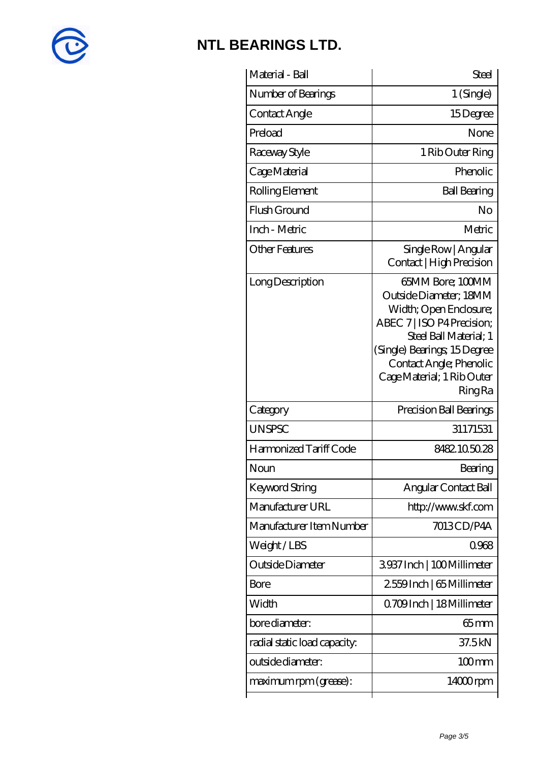| Material - Ball | Steel |
|---|---|
| Number of Bearings | 1 (Single) |
| Contact Angle | 15 Degree |
| Preload | None |
| Raceway Style | 1 Rib Outer Ring |
| Cage Material | Phenolic |
| Rolling Element | Ball Bearing |
| Flush Ground | No |
| Inch - Metric | Metric |
| Other Features | Single Row \| Angular Contact \| High Precision |
| Long Description | 65MM Bore; 100MM Outside Diameter; 18MM Width; Open Enclosure; ABEC 7 \| ISO P4 Precision; Steel Ball Material; 1 (Single) Bearings; 15 Degree Contact Angle; Phenolic Cage Material; 1 Rib Outer Ring Ra |
| Category | Precision Ball Bearings |
| UNSPSC | 31171531 |
| Harmonized Tariff Code | 8482.10.50.28 |
| Noun | Bearing |
| Keyword String | Angular Contact Ball |
| Manufacturer URL | http://www.skf.com |
| Manufacturer Item Number | 7013 CD/P4A |
| Weight / LBS | 0.968 |
| Outside Diameter | 3.937 Inch \| 100 Millimeter |
| Bore | 2.559 Inch \| 65 Millimeter |
| Width | 0.709 Inch \| 18 Millimeter |
| bore diameter: | 65 mm |
| radial static load capacity: | 37.5 kN |
| outside diameter: | 100 mm |
| maximum rpm (grease): | 14000 rpm |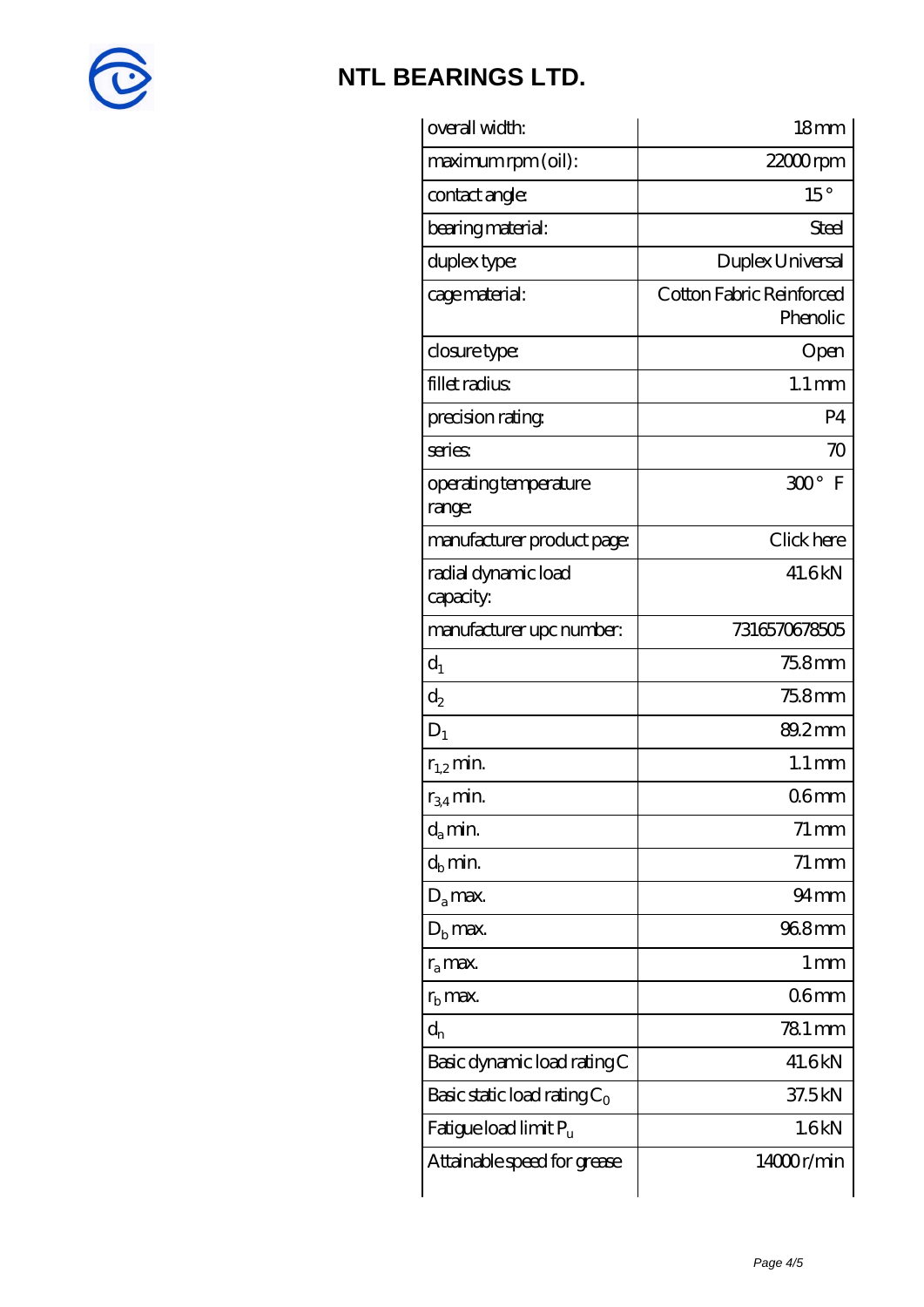# NTL BEARINGS LTD.

| overall width: | 18 mm |
|---|---|
| maximum rpm (oil): | 22000 rpm |
| contact angle: | 15 ° |
| bearing material: | Steel |
| duplex type: | Duplex Universal |
| cage material: | Cotton Fabric Reinforced Phenolic |
| closure type: | Open |
| fillet radius: | 1.1 mm |
| precision rating: | P4 |
| series: | 70 |
| operating temperature range: | 300 ° F |
| manufacturer product page: | Click here |
| radial dynamic load capacity: | 41.6 kN |
| manufacturer upc number: | 7316570678505 |
| $d_1$ | 75.8 mm |
| $d_2$ | 75.8 mm |
| $D_1$ | 89.2 mm |
| $r_{1,2}$ min. | 1.1 mm |
| $r_{3,4}$ min. | 0.6 mm |
| $d_a$ min. | 71 mm |
| $d_b$ min. | 71 mm |
| $D_a$ max. | 94 mm |
| $D_b$ max. | 96.8 mm |
| $r_a$ max. | 1 mm |
| $r_b$ max. | 0.6 mm |
| $d_n$ | 78.1 mm |
| Basic dynamic load rating C | 41.6 kN |
| Basic static load rating $C_0$ | 37.5 kN |
| Fatigue load limit $P_u$ | 1.6 kN |
| Attainable speed for grease | 14000 r/min |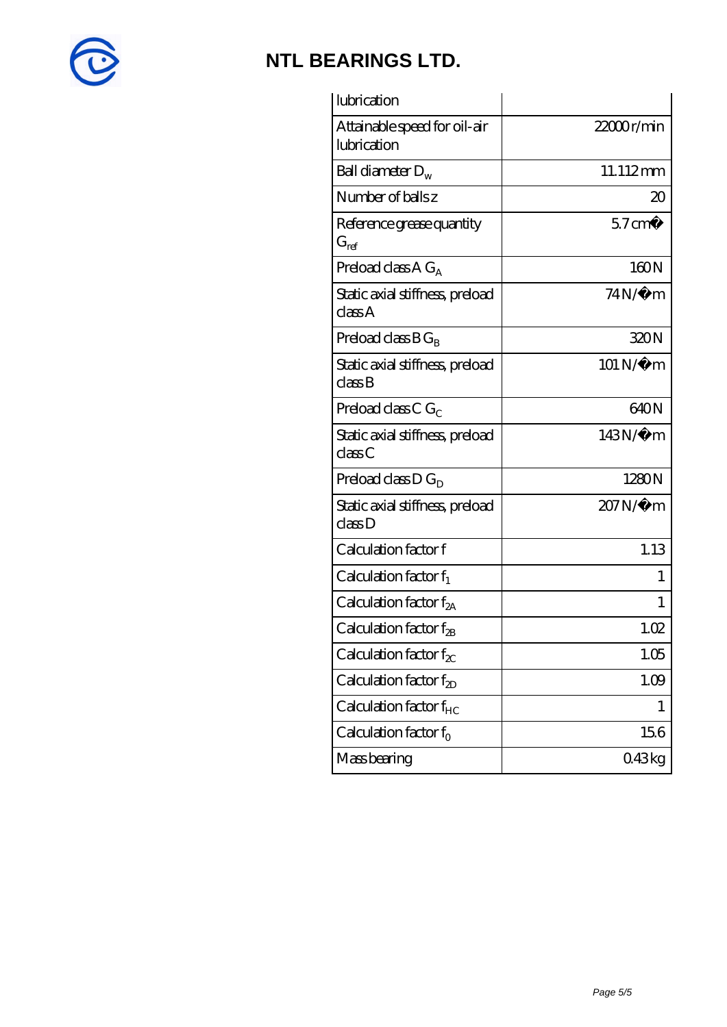| | |
|---|---|
| lubrication | |
| Attainable speed for oil-air lubrication | 22000 r/min |
| Ball diameter $D_w$ | 11.112 mm |
| Number of balls z | 20 |
| Reference grease quantity $G_{ref}$ | 5.7 cm� |
| Preload class A $G_A$ | 160 N |
| Static axial stiffness, preload class A | 74 N/�m |
| Preload class B $G_B$ | 320 N |
| Static axial stiffness, preload class B | 101 N/�m |
| Preload class C $G_C$ | 640 N |
| Static axial stiffness, preload class C | 143 N/�m |
| Preload class D $G_D$ | 1280 N |
| Static axial stiffness, preload class D | 207 N/�m |
| Calculation factor f | 1.13 |
| Calculation factor $f_1$ | 1 |
| Calculation factor $f_{2A}$ | 1 |
| Calculation factor $f_{2B}$ | 1.02 |
| Calculation factor $f_{2C}$ | 1.05 |
| Calculation factor $f_{2D}$ | 1.09 |
| Calculation factor $f_{HC}$ | 1 |
| Calculation factor $f_0$ | 15.6 |
| Mass bearing | 0.43 kg |